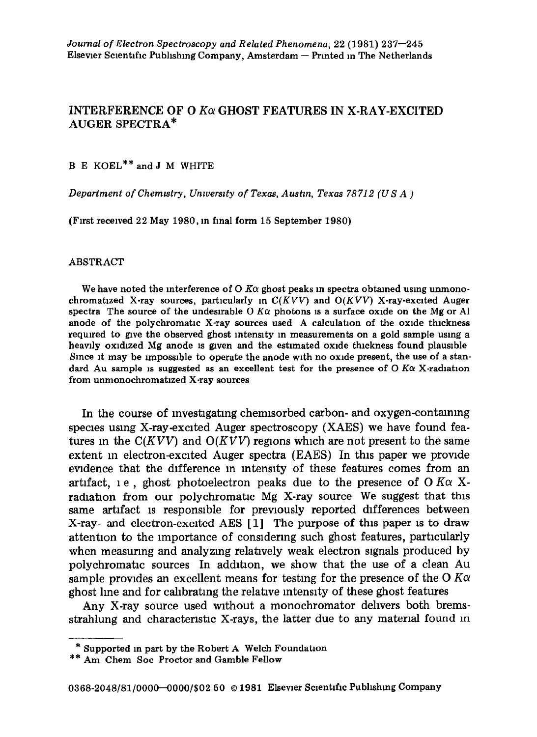# INTERFERENCE OF O $K\alpha$ GHOST FEATURES IN X-RAY-EXCITED AUGER SPECTRA*

B E KOEL** and J M WHITE

*Department of Chemistry, University of Texas, Austin, Texas 78712 (U S A )*

(First received 22 May 1980, in final form 15 September 1980)

## ABSTRACT

We have noted the interference of O $K\alpha$ ghost peaks in spectra obtained using unmonochromatized X-ray sources, particularly in C($KVV$) and O($KVV$) X-ray-excited Auger spectra The source of the undesirable O $K\alpha$ photons is a surface oxide on the Mg or Al anode of the polychromatic X-ray sources used A calculation of the oxide thickness required to give the observed ghost intensity in measurements on a gold sample using a heavily oxidized Mg anode is given and the estimated oxide thickness found plausible Since it may be impossible to operate the anode with no oxide present, the use of a standard Au sample is suggested as an excellent test for the presence of O $K\alpha$ X-radiation from unmonochromatized X-ray sources

In the course of investigating chemisorbed carbon- and oxygen-containing species using X-ray-excited Auger spectroscopy (XAES) we have found features in the C($KVV$) and O($KVV$) regions which are not present to the same extent in electron-excited Auger spectra (EAES) In this paper we provide evidence that the difference in intensity of these features comes from an artifact, i e , ghost photoelectron peaks due to the presence of O $K\alpha$ X-radiation from our polychromatic Mg X-ray source We suggest that this same artifact is responsible for previously reported differences between X-ray- and electron-excited AES [1] The purpose of this paper is to draw attention to the importance of considering such ghost features, particularly when measuring and analyzing relatively weak electron signals produced by polychromatic sources In addition, we show that the use of a clean Au sample provides an excellent means for testing for the presence of the O $K\alpha$ ghost line and for calibrating the relative intensity of these ghost features

Any X-ray source used without a monochromator delivers both bremsstrahlung and characteristic X-rays, the latter due to any material found in

---

\* Supported in part by the Robert A Welch Foundation

\*\* Am Chem Soc Proctor and Gamble Fellow

0368-2048/81/0000—0000/$02 50 © 1981 Elsevier Scientific Publishing Company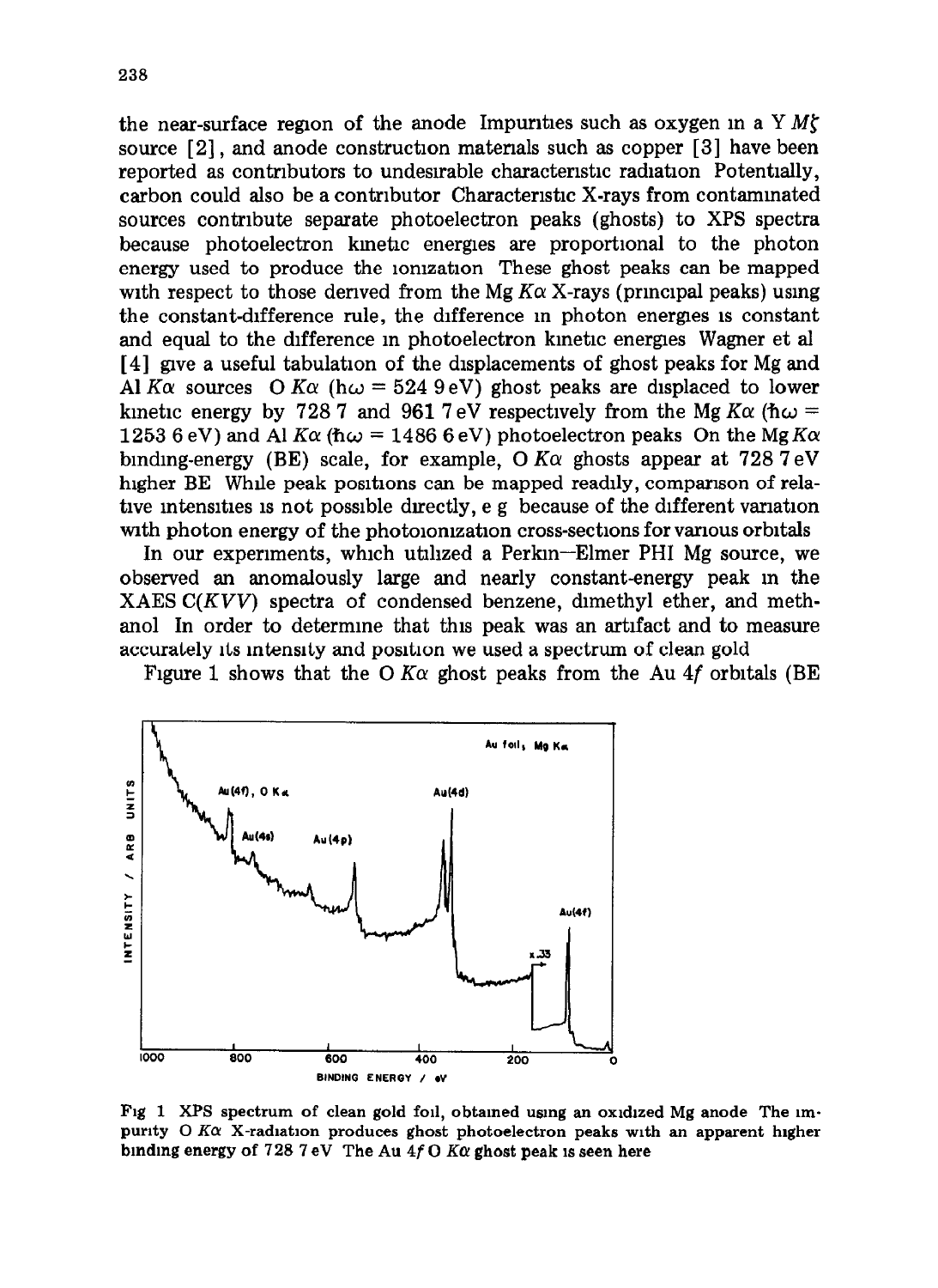the near-surface region of the anode Impurities such as oxygen in a Y $M\zeta$ source [2], and anode construction materials such as copper [3] have been reported as contributors to undesirable characteristic radiation Potentially, carbon could also be a contributor Characteristic X-rays from contaminated sources contribute separate photoelectron peaks (ghosts) to XPS spectra because photoelectron kinetic energies are proportional to the photon energy used to produce the ionization These ghost peaks can be mapped with respect to those derived from the Mg $K\alpha$ X-rays (principal peaks) using the constant-difference rule, the difference in photon energies is constant and equal to the difference in photoelectron kinetic energies Wagner et al [4] give a useful tabulation of the displacements of ghost peaks for Mg and Al $K\alpha$ sources O $K\alpha$ ($h\omega$ = 524 9 eV) ghost peaks are displaced to lower kinetic energy by 728 7 and 961 7 eV respectively from the Mg $K\alpha$ ($\hbar\omega$ = 1253 6 eV) and Al $K\alpha$ ($\hbar\omega$ = 1486 6 eV) photoelectron peaks On the Mg $K\alpha$ binding-energy (BE) scale, for example, O $K\alpha$ ghosts appear at 728 7 eV higher BE While peak positions can be mapped readily, comparison of relative intensities is not possible directly, e g because of the different variation with photon energy of the photoionization cross-sections for various orbitals

In our experiments, which utilized a Perkin–Elmer PHI Mg source, we observed an anomalously large and nearly constant-energy peak in the XAES C($KVV$) spectra of condensed benzene, dimethyl ether, and methanol In order to determine that this peak was an artifact and to measure accurately its intensity and position we used a spectrum of clean gold

Figure 1 shows that the O $K\alpha$ ghost peaks from the Au 4$f$ orbitals (BE

Fig 1 XPS spectrum of clean gold foil, obtained using an oxidized Mg anode The impurity O $K\alpha$ X-radiation produces ghost photoelectron peaks with an apparent higher binding energy of 728 7 eV The Au 4$f$ O $K\alpha$ ghost peak is seen here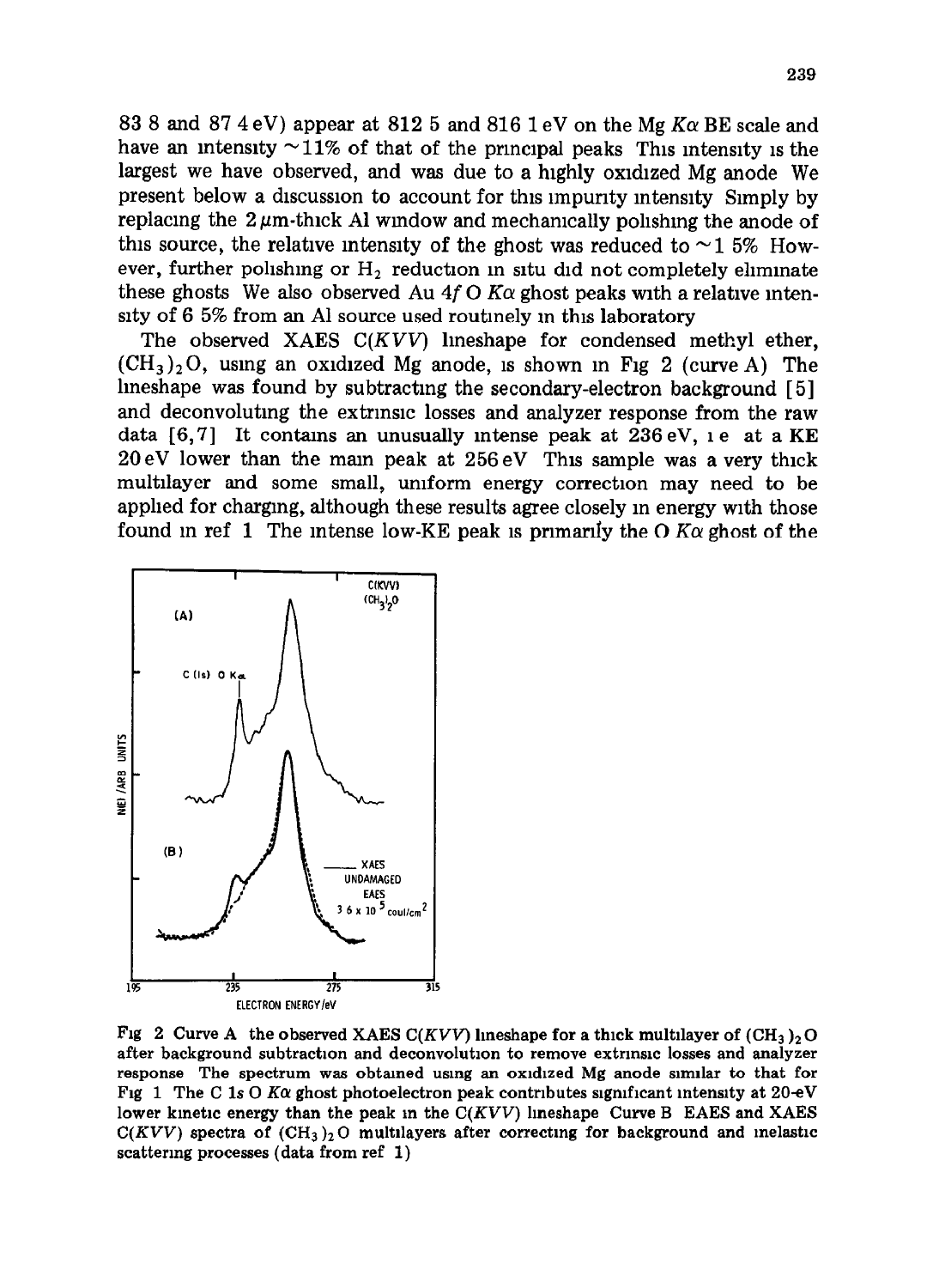83 8 and 87 4 eV) appear at 812 5 and 816 1 eV on the Mg $K\alpha$ BE scale and have an intensity ~11% of that of the principal peaks This intensity is the largest we have observed, and was due to a highly oxidized Mg anode We present below a discussion to account for this impurity intensity Simply by replacing the 2 μm-thick Al window and mechanically polishing the anode of this source, the relative intensity of the ghost was reduced to ~1 5% However, further polishing or $H_2$ reduction in situ did not completely eliminate these ghosts We also observed Au 4$f$ O $K\alpha$ ghost peaks with a relative intensity of 6 5% from an Al source used routinely in this laboratory

The observed XAES C($KVV$) lineshape for condensed methyl ether, $(CH_3)_2O$, using an oxidized Mg anode, is shown in Fig 2 (curve A) The lineshape was found by subtracting the secondary-electron background [5] and deconvoluting the extrinsic losses and analyzer response from the raw data [6,7] It contains an unusually intense peak at 236 eV, i e at a KE 20 eV lower than the main peak at 256 eV This sample was a very thick multilayer and some small, uniform energy correction may need to be applied for charging, although these results agree closely in energy with those found in ref 1 The intense low-KE peak is primarily the O $K\alpha$ ghost of the

Fig 2 Curve A the observed XAES C($KVV$) lineshape for a thick multilayer of $(CH_3)_2O$ after background subtraction and deconvolution to remove extrinsic losses and analyzer response The spectrum was obtained using an oxidized Mg anode similar to that for Fig 1 The C 1$s$ O $K\alpha$ ghost photoelectron peak contributes significant intensity at 20-eV lower kinetic energy than the peak in the C($KVV$) lineshape Curve B EAES and XAES C($KVV$) spectra of $(CH_3)_2O$ multilayers after correcting for background and inelastic scattering processes (data from ref 1)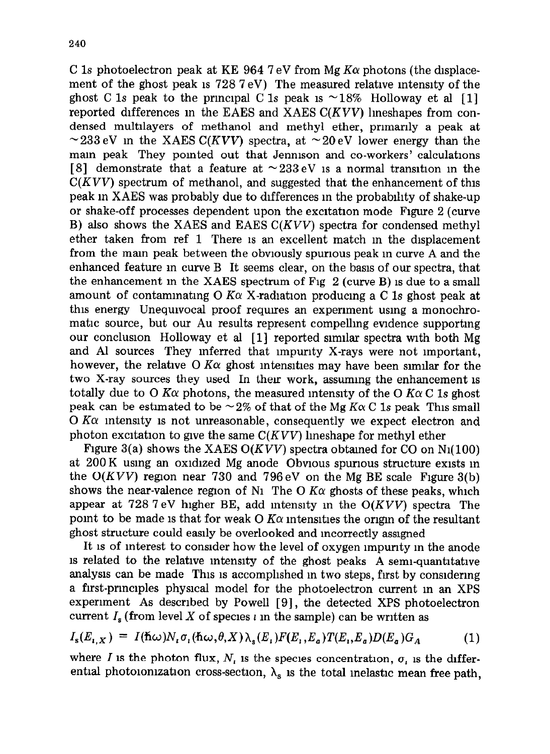C 1*s* photoelectron peak at KE 964.7 eV from Mg $K\alpha$ photons (the displacement of the ghost peak is 728.7 eV). The measured relative intensity of the ghost C 1*s* peak to the principal C 1*s* peak is ~18%. Holloway et al. [1] reported differences in the EAES and XAES C(*KVV*) lineshapes from condensed multilayers of methanol and methyl ether, primarily a peak at ~233 eV in the XAES C(*KVV*) spectra, at ~20 eV lower energy than the main peak. They pointed out that Jennison and co-workers' calculations [8] demonstrate that a feature at ~233 eV is a normal transition in the C(*KVV*) spectrum of methanol, and suggested that the enhancement of this peak in XAES was probably due to differences in the probability of shake-up or shake-off processes dependent upon the excitation mode. Figure 2 (curve B) also shows the XAES and EAES C(*KVV*) spectra for condensed methyl ether taken from ref. 1. There is an excellent match in the displacement from the main peak between the obviously spurious peak in curve A and the enhanced feature in curve B. It seems clear, on the basis of our spectra, that the enhancement in the XAES spectrum of Fig. 2 (curve B) is due to a small amount of contaminating O $K\alpha$ X-radiation producing a C 1*s* ghost peak at this energy. Unequivocal proof requires an experiment using a monochromatic source, but our Au results represent compelling evidence supporting our conclusion. Holloway et al. [1] reported similar spectra with both Mg and Al sources. They inferred that impurity X-rays were not important, however, the relative O $K\alpha$ ghost intensities may have been similar for the two X-ray sources they used. In their work, assuming the enhancement is totally due to O $K\alpha$ photons, the measured intensity of the O $K\alpha$ C 1*s* ghost peak can be estimated to be ~2% of that of the Mg $K\alpha$ C 1*s* peak. This small O $K\alpha$ intensity is not unreasonable, consequently we expect electron and photon excitation to give the same C(*KVV*) lineshape for methyl ether.

Figure 3(a) shows the XAES O(*KVV*) spectra obtained for CO on Ni(100) at 200 K using an oxidized Mg anode. Obvious spurious structure exists in the O(*KVV*) region near 730 and 796 eV on the Mg BE scale. Figure 3(b) shows the near-valence region of Ni. The O $K\alpha$ ghosts of these peaks, which appear at 728.7 eV higher BE, add intensity in the O(*KVV*) spectra. The point to be made is that for weak O $K\alpha$ intensities the origin of the resultant ghost structure could easily be overlooked and incorrectly assigned.

It is of interest to consider how the level of oxygen impurity in the anode is related to the relative intensity of the ghost peaks. A semi-quantitative analysis can be made. This is accomplished in two steps, first by considering a first-principles physical model for the photoelectron current in an XPS experiment. As described by Powell [9], the detected XPS photoelectron current $I_s$ (from level $X$ of species $i$ in the sample) can be written as

$$I_s(E_{i,X}) = I(\hbar\omega)N_i\sigma_i(\hbar\omega,\theta,X)\lambda_s(E_i)F(E_i,E_a)T(E_i,E_a)D(E_a)G_A \quad (1)$$

where $I$ is the photon flux, $N_i$ is the species concentration, $\sigma_i$ is the differential photoionization cross-section, $\lambda_s$ is the total inelastic mean free path,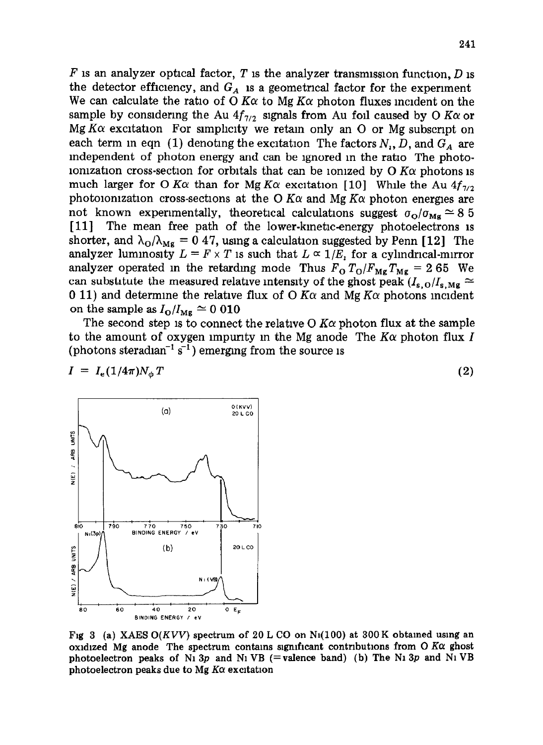$F$ is an analyzer optical factor, $T$ is the analyzer transmission function, $D$ is the detector efficiency, and $G_A$ is a geometrical factor for the experiment. We can calculate the ratio of O $K\alpha$ to Mg $K\alpha$ photon fluxes incident on the sample by considering the Au $4f_{7/2}$ signals from Au foil caused by O $K\alpha$ or Mg $K\alpha$ excitation. For simplicity we retain only an O or Mg subscript on each term in eqn (1) denoting the excitation. The factors $N_i$, $D$, and $G_A$ are independent of photon energy and can be ignored in the ratio. The photoionization cross-section for orbitals that can be ionized by O $K\alpha$ photons is much larger for O $K\alpha$ than for Mg $K\alpha$ excitation [10]. While the Au $4f_{7/2}$ photoionization cross-sections at the O $K\alpha$ and Mg $K\alpha$ photon energies are not known experimentally, theoretical calculations suggest $\sigma_O/\sigma_{Mg} \simeq 8.5$ [11]. The mean free path of the lower-kinetic-energy photoelectrons is shorter, and $\lambda_O/\lambda_{Mg} = 0.47$, using a calculation suggested by Penn [12]. The analyzer luminosity $L = F \times T$ is such that $L \propto 1/E_i$ for a cylindrical-mirror analyzer operated in the retarding mode. Thus $F_O T_O/F_{Mg} T_{Mg} = 2.65$. We can substitute the measured relative intensity of the ghost peak ($I_{s,O}/I_{s,Mg} \simeq 0.11$) and determine the relative flux of O $K\alpha$ and Mg $K\alpha$ photons incident on the sample as $I_O/I_{Mg} \simeq 0.010$.

The second step is to connect the relative O $K\alpha$ photon flux at the sample to the amount of oxygen impurity in the Mg anode. The $K\alpha$ photon flux $I$ (photons steradian$^{-1}$ s$^{-1}$) emerging from the source is

$$I = I_e(1/4\pi)N_\phi T \tag{2}$$

Fig. 3. (a) XAES O($KVV$) spectrum of 20 L CO on Ni(100) at 300 K obtained using an oxidized Mg anode. The spectrum contains significant contributions from O $K\alpha$ ghost photoelectron peaks of Ni 3$p$ and Ni VB (= valence band). (b) The Ni 3$p$ and Ni VB photoelectron peaks due to Mg $K\alpha$ excitation.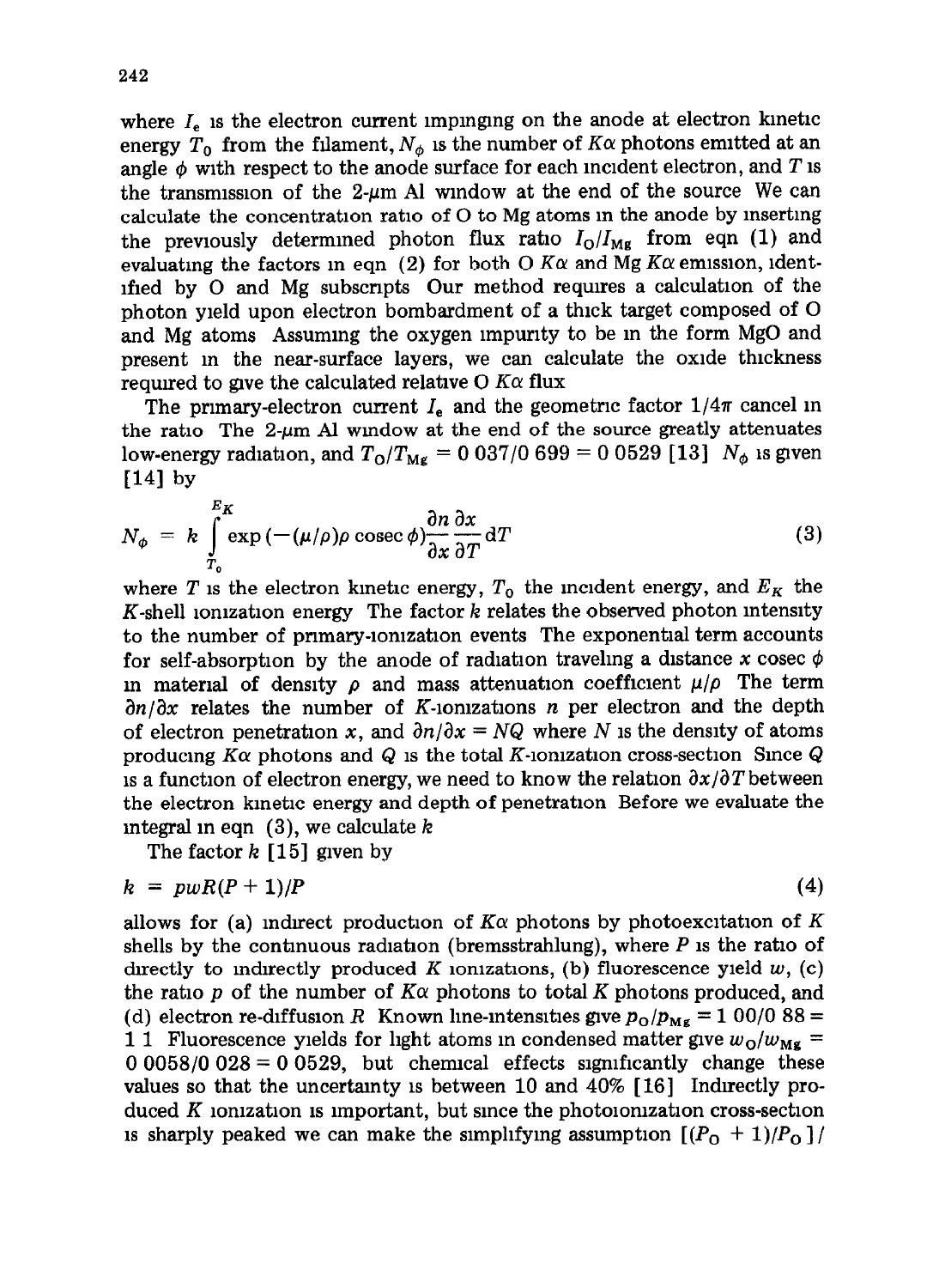where $I_e$ is the electron current impinging on the anode at electron kinetic energy $T_0$ from the filament, $N_\phi$ is the number of $K\alpha$ photons emitted at an angle $\phi$ with respect to the anode surface for each incident electron, and $T$ is the transmission of the 2-μm Al window at the end of the source. We can calculate the concentration ratio of O to Mg atoms in the anode by inserting the previously determined photon flux ratio $I_O/I_{Mg}$ from eqn (1) and evaluating the factors in eqn (2) for both O $K\alpha$ and Mg $K\alpha$ emission, identified by O and Mg subscripts. Our method requires a calculation of the photon yield upon electron bombardment of a thick target composed of O and Mg atoms. Assuming the oxygen impurity to be in the form MgO and present in the near-surface layers, we can calculate the oxide thickness required to give the calculated relative O $K\alpha$ flux.

The primary-electron current $I_e$ and the geometric factor $1/4\pi$ cancel in the ratio. The 2-μm Al window at the end of the source greatly attenuates low-energy radiation, and $T_O/T_{Mg} = 0.037/0.699 = 0.0529$ [13]. $N_\phi$ is given [14] by

$$N_\phi = k \int_{T_0}^{E_K} \exp\left(-(\mu/\rho)\rho \operatorname{cosec}\phi\right) \frac{\partial n}{\partial x}\frac{\partial x}{\partial T}\, \mathrm{d}T \tag{3}$$

where $T$ is the electron kinetic energy, $T_0$ the incident energy, and $E_K$ the $K$-shell ionization energy. The factor $k$ relates the observed photon intensity to the number of primary-ionization events. The exponential term accounts for self-absorption by the anode of radiation traveling a distance $x$ cosec $\phi$ in material of density $\rho$ and mass attenuation coefficient $\mu/\rho$. The term $\partial n/\partial x$ relates the number of $K$-ionizations $n$ per electron and the depth of electron penetration $x$, and $\partial n/\partial x = NQ$ where $N$ is the density of atoms producing $K\alpha$ photons and $Q$ is the total $K$-ionization cross-section. Since $Q$ is a function of electron energy, we need to know the relation $\partial x/\partial T$ between the electron kinetic energy and depth of penetration. Before we evaluate the integral in eqn (3), we calculate $k$.

The factor $k$ [15] given by

$$k = pwR(P + 1)/P \tag{4}$$

allows for (a) indirect production of $K\alpha$ photons by photoexcitation of $K$ shells by the continuous radiation (bremsstrahlung), where $P$ is the ratio of directly to indirectly produced $K$ ionizations, (b) fluorescence yield $w$, (c) the ratio $p$ of the number of $K\alpha$ photons to total $K$ photons produced, and (d) electron re-diffusion $R$. Known line-intensities give $p_O/p_{Mg} = 1.00/0.88 = 1.1$. Fluorescence yields for light atoms in condensed matter give $w_O/w_{Mg} = 0.0058/0.028 = 0.0529$, but chemical effects significantly change these values so that the uncertainty is between 10 and 40% [16]. Indirectly produced $K$ ionization is important, but since the photoionization cross-section is sharply peaked we can make the simplifying assumption $[(P_O + 1)/P_O]/$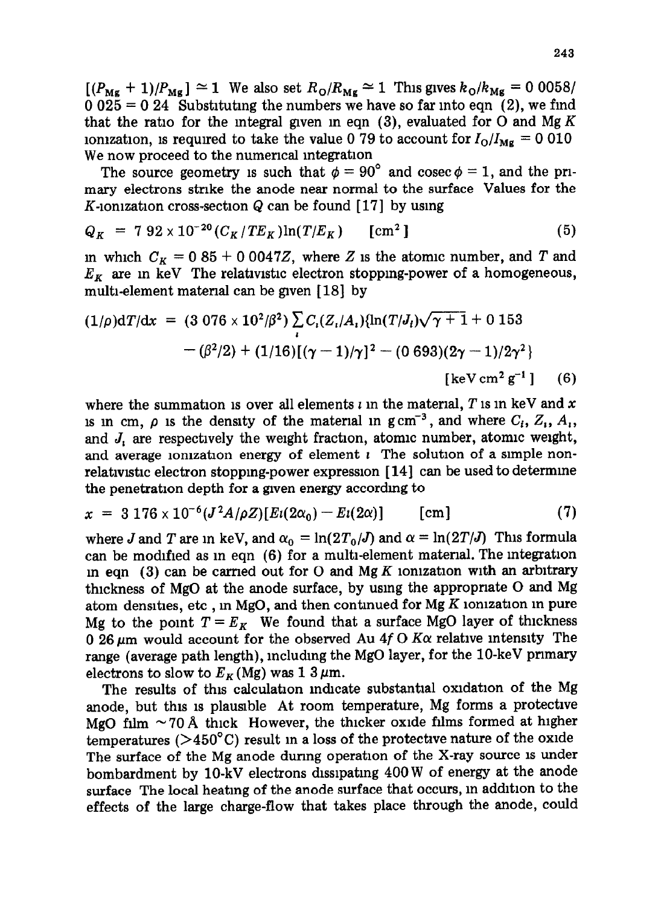$[(P_{Mg} + 1)/P_{Mg}] \simeq 1$ We also set $R_O/R_{Mg} \simeq 1$ This gives $k_O/k_{Mg} = 0.0058/0.025 = 0.24$ Substituting the numbers we have so far into eqn (2), we find that the ratio for the integral given in eqn (3), evaluated for O and Mg $K$ ionization, is required to take the value 0 79 to account for $I_O/I_{Mg} = 0.010$ We now proceed to the numerical integration

The source geometry is such that $\phi = 90°$ and $\operatorname{cosec}\phi = 1$, and the primary electrons strike the anode near normal to the surface Values for the $K$-ionization cross-section $Q$ can be found [17] by using

$$Q_K = 7.92 \times 10^{-20}(C_K/TE_K)\ln(T/E_K) \qquad [\text{cm}^2] \tag{5}$$

in which $C_K = 0.85 + 0.0047Z$, where $Z$ is the atomic number, and $T$ and $E_K$ are in keV The relativistic electron stopping-power of a homogeneous, multi-element material can be given [18] by

$$(1/\rho)\mathrm{d}T/\mathrm{d}x = (3.076 \times 10^2/\beta^2)\sum_i C_i(Z_i/A_i)\{\ln(T/J_i)\sqrt{\gamma+1} + 0.153 - (\beta^2/2) + (1/16)[(\gamma-1)/\gamma]^2 - (0.693)(2\gamma-1)/2\gamma^2\} \qquad [\text{keV cm}^2\,\text{g}^{-1}] \tag{6}$$

where the summation is over all elements $i$ in the material, $T$ is in keV and $x$ is in cm, $\rho$ is the density of the material in g cm$^{-3}$, and where $C_i$, $Z_i$, $A_i$, and $J_i$ are respectively the weight fraction, atomic number, atomic weight, and average ionization energy of element $i$ The solution of a simple non-relativistic electron stopping-power expression [14] can be used to determine the penetration depth for a given energy according to

$$x = 3.176 \times 10^{-6}(J^2A/\rho Z)[Ei(2\alpha_0) - Ei(2\alpha)] \qquad [\text{cm}] \tag{7}$$

where $J$ and $T$ are in keV, and $\alpha_0 = \ln(2T_0/J)$ and $\alpha = \ln(2T/J)$ This formula can be modified as in eqn (6) for a multi-element material. The integration in eqn (3) can be carried out for O and Mg $K$ ionization with an arbitrary thickness of MgO at the anode surface, by using the appropriate O and Mg atom densities, etc , in MgO, and then continued for Mg $K$ ionization in pure Mg to the point $T = E_K$ We found that a surface MgO layer of thickness 0 26 $\mu$m would account for the observed Au 4$f$ O $K\alpha$ relative intensity The range (average path length), including the MgO layer, for the 10-keV primary electrons to slow to $E_K$(Mg) was 1 3 $\mu$m.

The results of this calculation indicate substantial oxidation of the Mg anode, but this is plausible At room temperature, Mg forms a protective MgO film ~70 Å thick However, the thicker oxide films formed at higher temperatures (>450°C) result in a loss of the protective nature of the oxide The surface of the Mg anode during operation of the X-ray source is under bombardment by 10-kV electrons dissipating 400 W of energy at the anode surface The local heating of the anode surface that occurs, in addition to the effects of the large charge-flow that takes place through the anode, could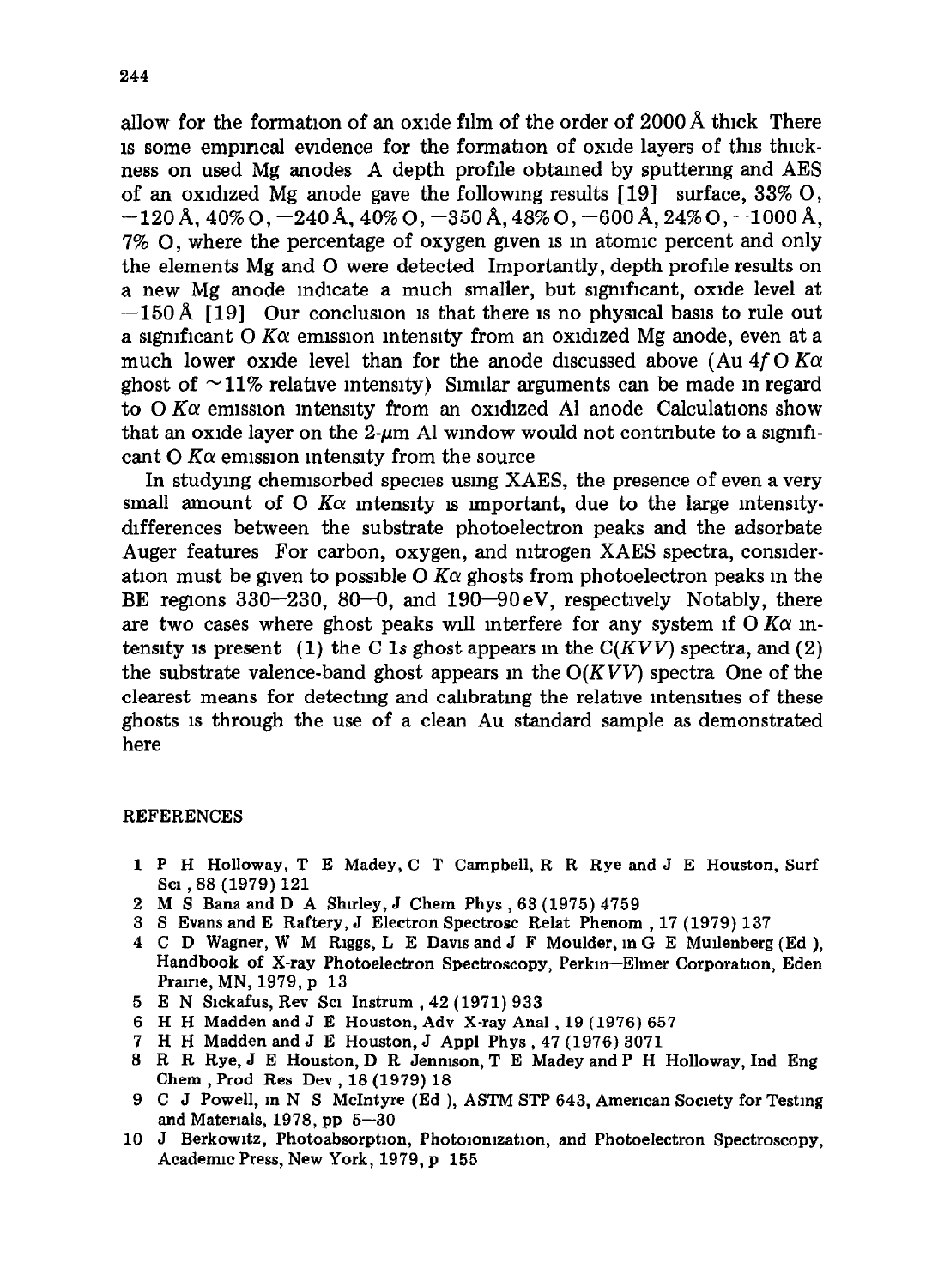allow for the formation of an oxide film of the order of 2000 Å thick There is some empirical evidence for the formation of oxide layers of this thickness on used Mg anodes A depth profile obtained by sputtering and AES of an oxidized Mg anode gave the following results [19] surface, 33% O, −120 Å, 40% O, −240 Å, 40% O, −350 Å, 48% O, −600 Å, 24% O, −1000 Å, 7% O, where the percentage of oxygen given is in atomic percent and only the elements Mg and O were detected Importantly, depth profile results on a new Mg anode indicate a much smaller, but significant, oxide level at −150 Å [19] Our conclusion is that there is no physical basis to rule out a significant O $K\alpha$ emission intensity from an oxidized Mg anode, even at a much lower oxide level than for the anode discussed above (Au 4$f$ O $K\alpha$ ghost of ~11% relative intensity) Similar arguments can be made in regard to O $K\alpha$ emission intensity from an oxidized Al anode Calculations show that an oxide layer on the 2-μm Al window would not contribute to a significant O $K\alpha$ emission intensity from the source

In studying chemisorbed species using XAES, the presence of even a very small amount of O $K\alpha$ intensity is important, due to the large intensity-differences between the substrate photoelectron peaks and the adsorbate Auger features For carbon, oxygen, and nitrogen XAES spectra, consideration must be given to possible O $K\alpha$ ghosts from photoelectron peaks in the BE regions 330–230, 80–0, and 190–90 eV, respectively Notably, there are two cases where ghost peaks will interfere for any system if O $K\alpha$ intensity is present (1) the C 1$s$ ghost appears in the C($KVV$) spectra, and (2) the substrate valence-band ghost appears in the O($KVV$) spectra One of the clearest means for detecting and calibrating the relative intensities of these ghosts is through the use of a clean Au standard sample as demonstrated here

## REFERENCES

1. P H Holloway, T E Madey, C T Campbell, R R Rye and J E Houston, Surf Sci , 88 (1979) 121
2. M S Bana and D A Shirley, J Chem Phys , 63 (1975) 4759
3. S Evans and E Raftery, J Electron Spectrosc Relat Phenom , 17 (1979) 137
4. C D Wagner, W M Riggs, L E Davis and J F Moulder, in G E Muilenberg (Ed ), Handbook of X-ray Photoelectron Spectroscopy, Perkin–Elmer Corporation, Eden Prairie, MN, 1979, p 13
5. E N Sickafus, Rev Sci Instrum , 42 (1971) 933
6. H H Madden and J E Houston, Adv X-ray Anal , 19 (1976) 657
7. H H Madden and J E Houston, J Appl Phys , 47 (1976) 3071
8. R R Rye, J E Houston, D R Jennison, T E Madey and P H Holloway, Ind Eng Chem , Prod Res Dev , 18 (1979) 18
9. C J Powell, in N S McIntyre (Ed ), ASTM STP 643, American Society for Testing and Materials, 1978, pp 5–30
10. J Berkowitz, Photoabsorption, Photoionization, and Photoelectron Spectroscopy, Academic Press, New York, 1979, p 155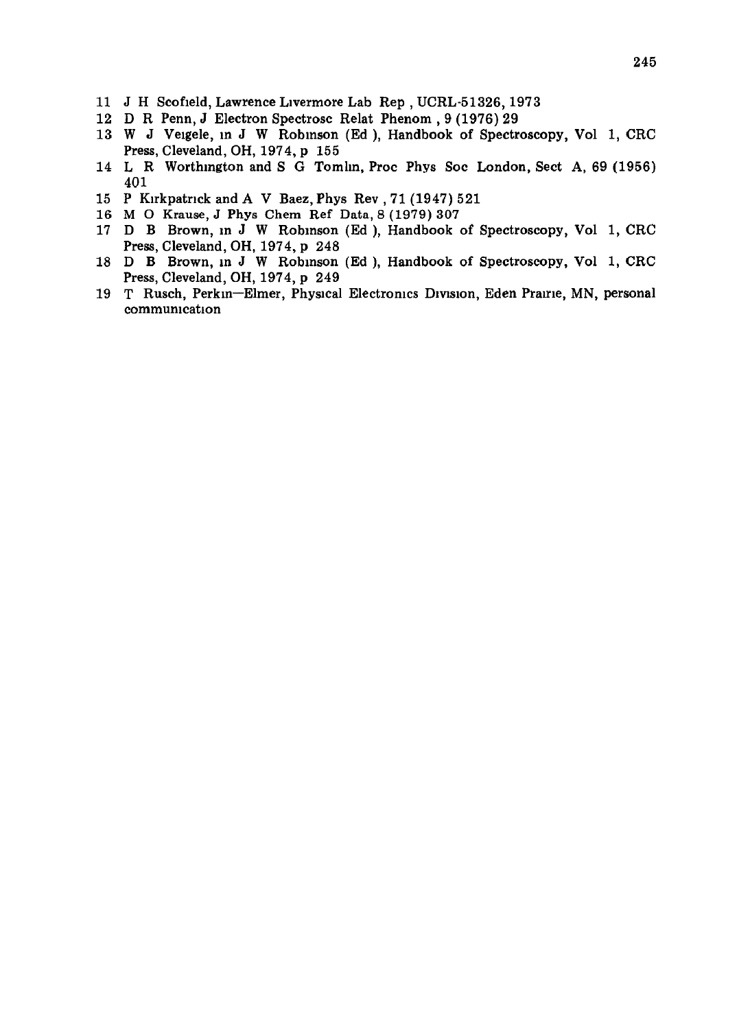11 J H Scofield, Lawrence Livermore Lab Rep , UCRL-51326, 1973
12 D R Penn, J Electron Spectrosc Relat Phenom , 9 (1976) 29
13 W J Veigele, in J W Robinson (Ed ), Handbook of Spectroscopy, Vol 1, CRC Press, Cleveland, OH, 1974, p 155
14 L R Worthington and S G Tomlin, Proc Phys Soc London, Sect A, 69 (1956) 401
15 P Kirkpatrick and A V Baez, Phys Rev , 71 (1947) 521
16 M O Krause, J Phys Chem Ref Data, 8 (1979) 307
17 D B Brown, in J W Robinson (Ed ), Handbook of Spectroscopy, Vol 1, CRC Press, Cleveland, OH, 1974, p 248
18 D B Brown, in J W Robinson (Ed ), Handbook of Spectroscopy, Vol 1, CRC Press, Cleveland, OH, 1974, p 249
19 T Rusch, Perkin—Elmer, Physical Electronics Division, Eden Prairie, MN, personal communication